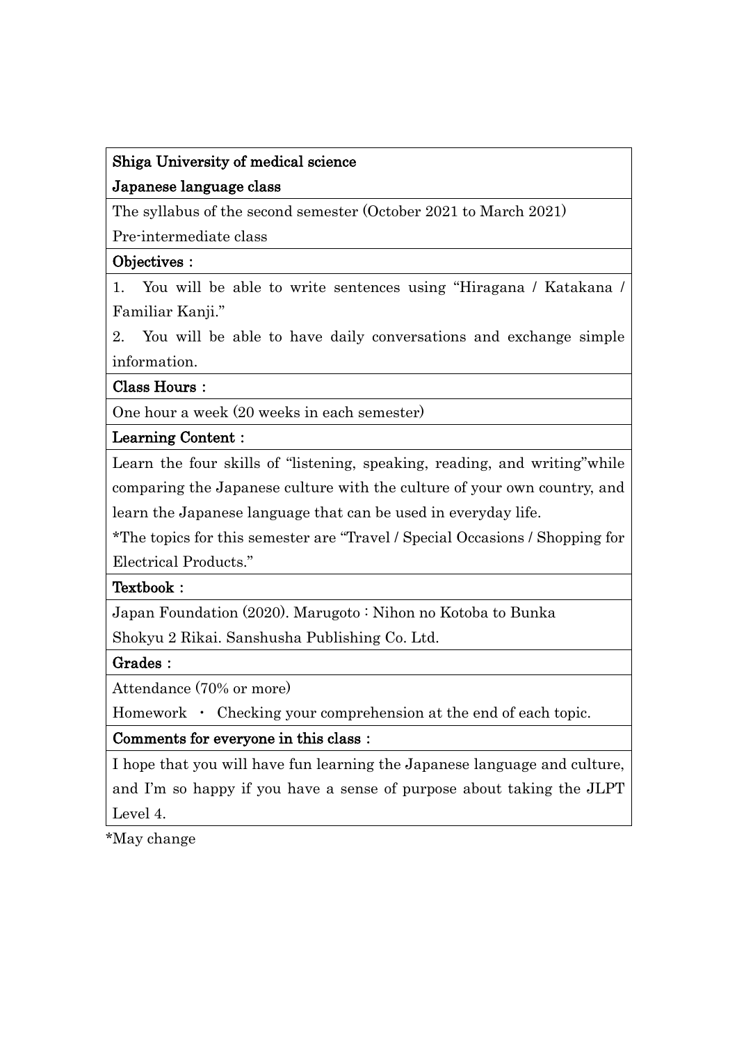**Shiga University of medical science**

**Japanese language class**

The syllabus of the second semester (October 2021 to March 2021)

Pre-intermediate class

**Objectives :**

1. You will be able to write sentences using "Hiragana / Katakana / Familiar Kanji."
2. You will be able to have daily conversations and exchange simple information.

**Class Hours :**

One hour a week (20 weeks in each semester)

**Learning Content :**

Learn the four skills of "listening, speaking, reading, and writing"while comparing the Japanese culture with the culture of your own country, and learn the Japanese language that can be used in everyday life.

*The topics for this semester are "Travel / Special Occasions / Shopping for Electrical Products."

**Textbook :**

Japan Foundation (2020). Marugoto : Nihon no Kotoba to Bunka

Shokyu 2 Rikai. Sanshusha Publishing Co. Ltd.

**Grades :**

Attendance (70% or more)

Homework ・ Checking your comprehension at the end of each topic.

**Comments for everyone in this class :**

I hope that you will have fun learning the Japanese language and culture, and I'm so happy if you have a sense of purpose about taking the JLPT Level 4.

*May change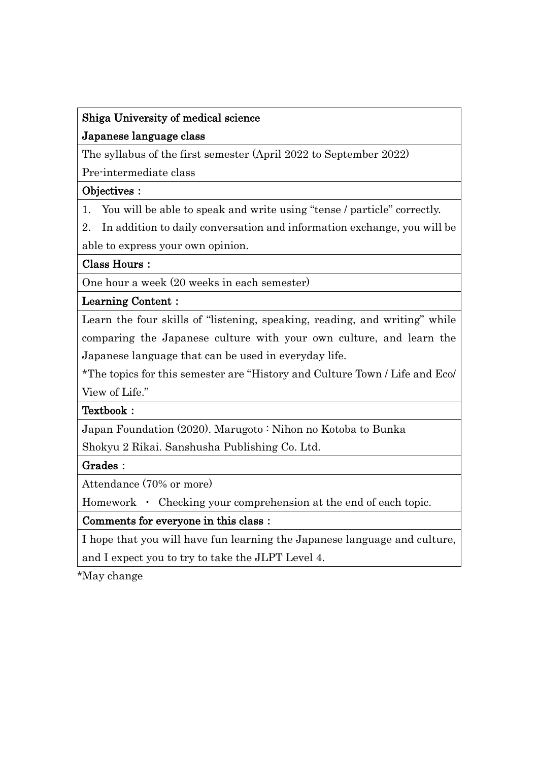| Shiga University of medical science<br>Japanese language class |
| --- |
| The syllabus of the first semester (April 2022 to September 2022)<br>Pre-intermediate class |
| **Objectives：** |
| 1. You will be able to speak and write using "tense / particle" correctly.<br>2. In addition to daily conversation and information exchange, you will be able to express your own opinion. |
| **Class Hours：** |
| One hour a week (20 weeks in each semester) |
| **Learning Content：** |
| Learn the four skills of "listening, speaking, reading, and writing" while comparing the Japanese culture with your own culture, and learn the Japanese language that can be used in everyday life.<br>*The topics for this semester are "History and Culture Town / Life and Eco/ View of Life." |
| **Textbook：** |
| Japan Foundation (2020). Marugoto : Nihon no Kotoba to Bunka<br>Shokyu 2 Rikai. Sanshusha Publishing Co. Ltd. |
| **Grades：** |
| Attendance (70% or more)<br>Homework ・ Checking your comprehension at the end of each topic. |
| **Comments for everyone in this class：** |
| I hope that you will have fun learning the Japanese language and culture, and I expect you to try to take the JLPT Level 4. |

*May change